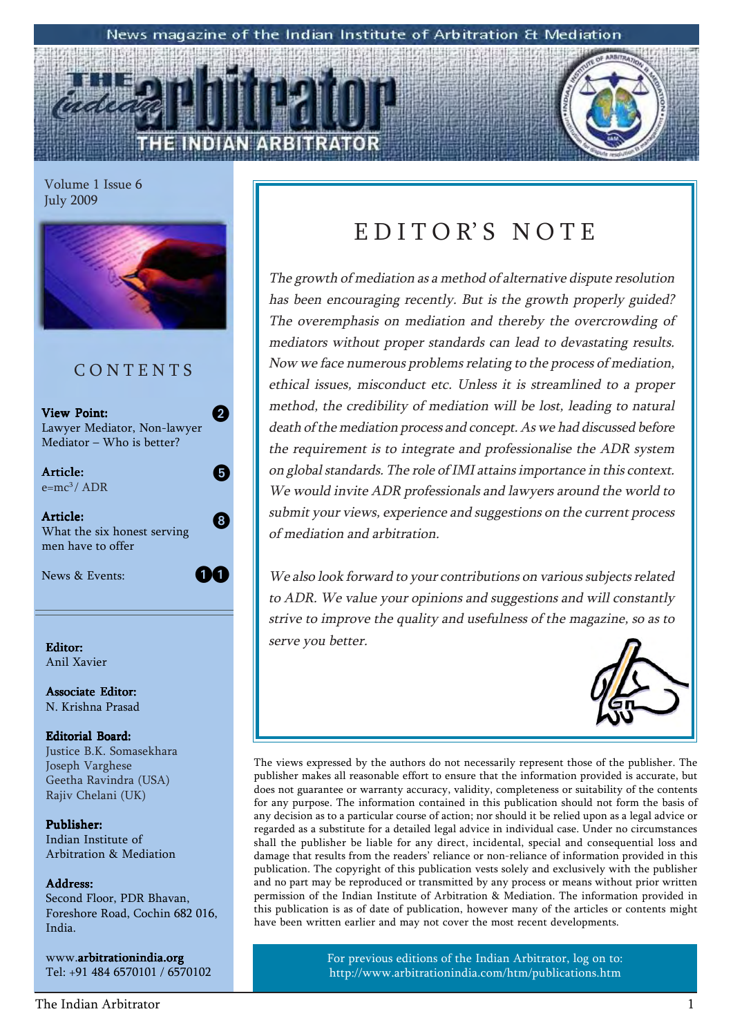News magazine of the Indian Institute of Arbitration & Mediation

# THE INDIAN ARBITRATOR

Volume 1 Issue 6
July 2009

## CONTENTS

**View Point:** Lawyer Mediator, Non-lawyer Mediator – Who is better? — 2

**Article:** $e=mc^3$/ ADR — 5

**Article:** What the six honest serving men have to offer — 8

News & Events: — 11

**Editor:**
Anil Xavier

**Associate Editor:**
N. Krishna Prasad

**Editorial Board:**
Justice B.K. Somasekhara
Joseph Varghese
Geetha Ravindra (USA)
Rajiv Chelani (UK)

**Publisher:**
Indian Institute of Arbitration & Mediation

**Address:**
Second Floor, PDR Bhavan,
Foreshore Road, Cochin 682 016,
India.

www.**arbitrationindia.org**
Tel: +91 484 6570101 / 6570102

## EDITOR'S NOTE

*The growth of mediation as a method of alternative dispute resolution has been encouraging recently. But is the growth properly guided? The overemphasis on mediation and thereby the overcrowding of mediators without proper standards can lead to devastating results. Now we face numerous problems relating to the process of mediation, ethical issues, misconduct etc. Unless it is streamlined to a proper method, the credibility of mediation will be lost, leading to natural death of the mediation process and concept. As we had discussed before the requirement is to integrate and professionalise the ADR system on global standards. The role of IMI attains importance in this context. We would invite ADR professionals and lawyers around the world to submit your views, experience and suggestions on the current process of mediation and arbitration.*

*We also look forward to your contributions on various subjects related to ADR. We value your opinions and suggestions and will constantly strive to improve the quality and usefulness of the magazine, so as to serve you better.*

The views expressed by the authors do not necessarily represent those of the publisher. The publisher makes all reasonable effort to ensure that the information provided is accurate, but does not guarantee or warranty accuracy, validity, completeness or suitability of the contents for any purpose. The information contained in this publication should not form the basis of any decision as to a particular course of action; nor should it be relied upon as a legal advice or regarded as a substitute for a detailed legal advice in individual case. Under no circumstances shall the publisher be liable for any direct, incidental, special and consequential loss and damage that results from the readers' reliance or non-reliance of information provided in this publication. The copyright of this publication vests solely and exclusively with the publisher and no part may be reproduced or transmitted by any process or means without prior written permission of the Indian Institute of Arbitration & Mediation. The information provided in this publication is as of date of publication, however many of the articles or contents might have been written earlier and may not cover the most recent developments.

For previous editions of the Indian Arbitrator, log on to:
http://www.arbitrationindia.com/htm/publications.htm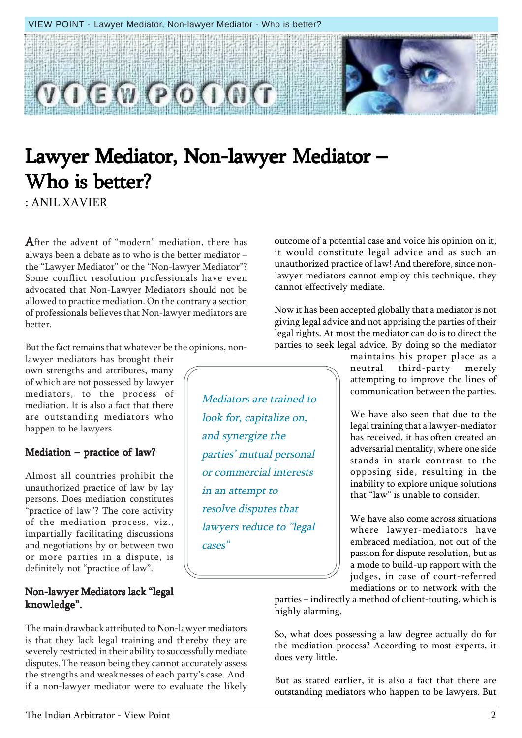# Lawyer Mediator, Non-lawyer Mediator – Who is better?

: ANIL XAVIER

After the advent of "modern" mediation, there has always been a debate as to who is the better mediator – the "Lawyer Mediator" or the "Non-lawyer Mediator"? Some conflict resolution professionals have even advocated that Non-Lawyer Mediators should not be allowed to practice mediation. On the contrary a section of professionals believes that Non-lawyer mediators are better.

But the fact remains that whatever be the opinions, non-lawyer mediators has brought their own strengths and attributes, many of which are not possessed by lawyer mediators, to the process of mediation. It is also a fact that there are outstanding mediators who happen to be lawyers.

> *Mediators are trained to look for, capitalize on, and synergize the parties' mutual personal or commercial interests in an attempt to resolve disputes that lawyers reduce to "legal cases"*

## Mediation – practice of law?

Almost all countries prohibit the unauthorized practice of law by lay persons. Does mediation constitutes "practice of law"? The core activity of the mediation process, viz., impartially facilitating discussions and negotiations by or between two or more parties in a dispute, is definitely not "practice of law".

## Non-lawyer Mediators lack "legal knowledge".

The main drawback attributed to Non-lawyer mediators is that they lack legal training and thereby they are severely restricted in their ability to successfully mediate disputes. The reason being they cannot accurately assess the strengths and weaknesses of each party's case. And, if a non-lawyer mediator were to evaluate the likely outcome of a potential case and voice his opinion on it, it would constitute legal advice and as such an unauthorized practice of law! And therefore, since non-lawyer mediators cannot employ this technique, they cannot effectively mediate.

Now it has been accepted globally that a mediator is not giving legal advice and not apprising the parties of their legal rights. At most the mediator can do is to direct the parties to seek legal advice. By doing so the mediator maintains his proper place as a neutral third-party merely attempting to improve the lines of communication between the parties.

We have also seen that due to the legal training that a lawyer-mediator has received, it has often created an adversarial mentality, where one side stands in stark contrast to the opposing side, resulting in the inability to explore unique solutions that "law" is unable to consider.

We have also come across situations where lawyer-mediators have embraced mediation, not out of the passion for dispute resolution, but as a mode to build-up rapport with the judges, in case of court-referred mediations or to network with the parties – indirectly a method of client-touting, which is highly alarming.

So, what does possessing a law degree actually do for the mediation process? According to most experts, it does very little.

But as stated earlier, it is also a fact that there are outstanding mediators who happen to be lawyers. But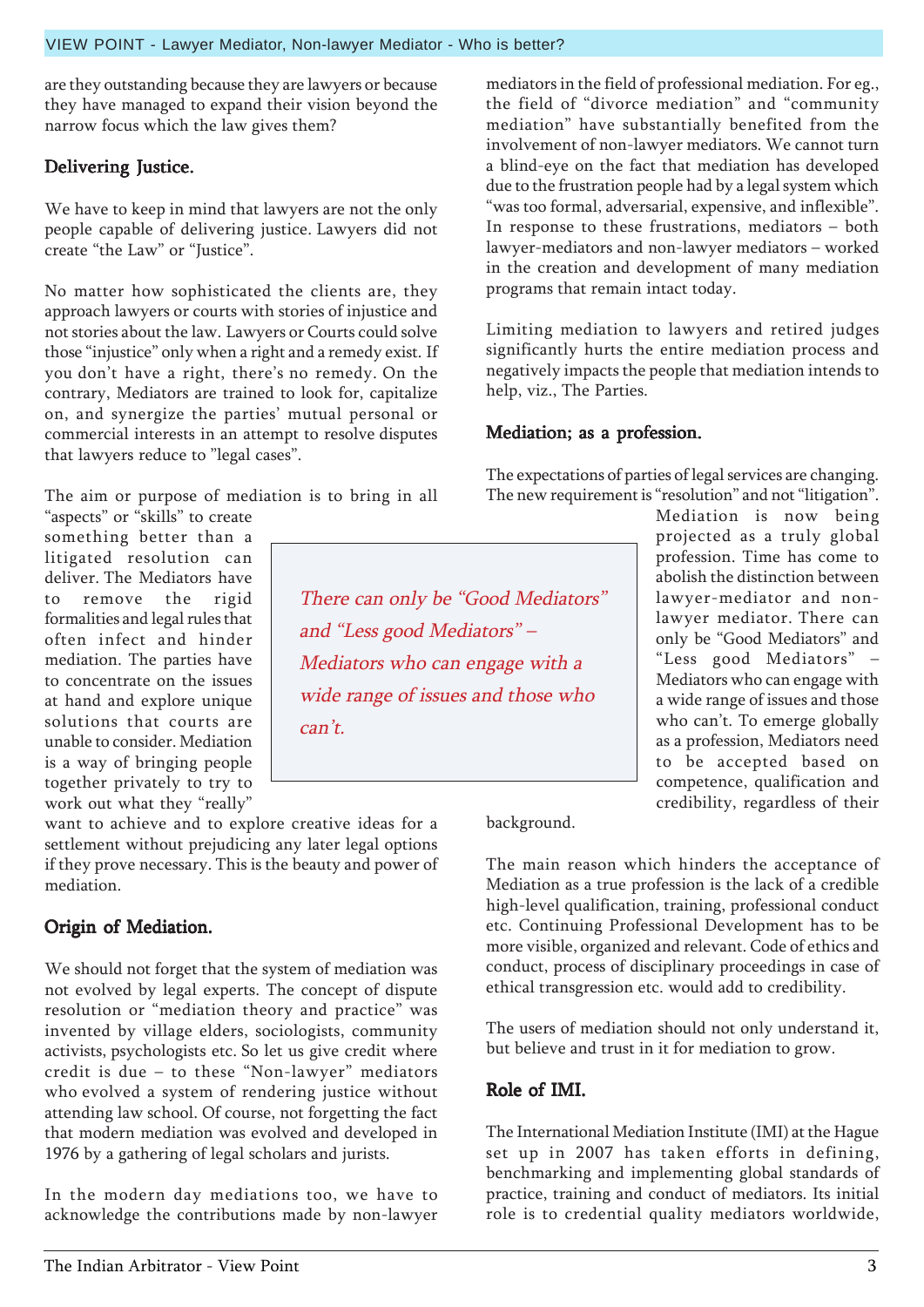are they outstanding because they are lawyers or because they have managed to expand their vision beyond the narrow focus which the law gives them?

## Delivering Justice.

We have to keep in mind that lawyers are not the only people capable of delivering justice. Lawyers did not create "the Law" or "Justice".

No matter how sophisticated the clients are, they approach lawyers or courts with stories of injustice and not stories about the law. Lawyers or Courts could solve those "injustice" only when a right and a remedy exist. If you don't have a right, there's no remedy. On the contrary, Mediators are trained to look for, capitalize on, and synergize the parties' mutual personal or commercial interests in an attempt to resolve disputes that lawyers reduce to "legal cases".

The aim or purpose of mediation is to bring in all "aspects" or "skills" to create something better than a litigated resolution can deliver. The Mediators have to remove the rigid formalities and legal rules that often infect and hinder mediation. The parties have to concentrate on the issues at hand and explore unique solutions that courts are unable to consider. Mediation is a way of bringing people together privately to try to work out what they "really" want to achieve and to explore creative ideas for a settlement without prejudicing any later legal options if they prove necessary. This is the beauty and power of mediation.

> *There can only be "Good Mediators" and "Less good Mediators" – Mediators who can engage with a wide range of issues and those who can't.*

## Origin of Mediation.

We should not forget that the system of mediation was not evolved by legal experts. The concept of dispute resolution or "mediation theory and practice" was invented by village elders, sociologists, community activists, psychologists etc. So let us give credit where credit is due – to these "Non-lawyer" mediators who evolved a system of rendering justice without attending law school. Of course, not forgetting the fact that modern mediation was evolved and developed in 1976 by a gathering of legal scholars and jurists.

In the modern day mediations too, we have to acknowledge the contributions made by non-lawyer mediators in the field of professional mediation. For eg., the field of "divorce mediation" and "community mediation" have substantially benefited from the involvement of non-lawyer mediators. We cannot turn a blind-eye on the fact that mediation has developed due to the frustration people had by a legal system which "was too formal, adversarial, expensive, and inflexible". In response to these frustrations, mediators – both lawyer-mediators and non-lawyer mediators – worked in the creation and development of many mediation programs that remain intact today.

Limiting mediation to lawyers and retired judges significantly hurts the entire mediation process and negatively impacts the people that mediation intends to help, viz., The Parties.

## Mediation; as a profession.

The expectations of parties of legal services are changing. The new requirement is "resolution" and not "litigation". Mediation is now being projected as a truly global profession. Time has come to abolish the distinction between lawyer-mediator and non-lawyer mediator. There can only be "Good Mediators" and "Less good Mediators" – Mediators who can engage with a wide range of issues and those who can't. To emerge globally as a profession, Mediators need to be accepted based on competence, qualification and credibility, regardless of their background.

The main reason which hinders the acceptance of Mediation as a true profession is the lack of a credible high-level qualification, training, professional conduct etc. Continuing Professional Development has to be more visible, organized and relevant. Code of ethics and conduct, process of disciplinary proceedings in case of ethical transgression etc. would add to credibility.

The users of mediation should not only understand it, but believe and trust in it for mediation to grow.

## Role of IMI.

The International Mediation Institute (IMI) at the Hague set up in 2007 has taken efforts in defining, benchmarking and implementing global standards of practice, training and conduct of mediators. Its initial role is to credential quality mediators worldwide,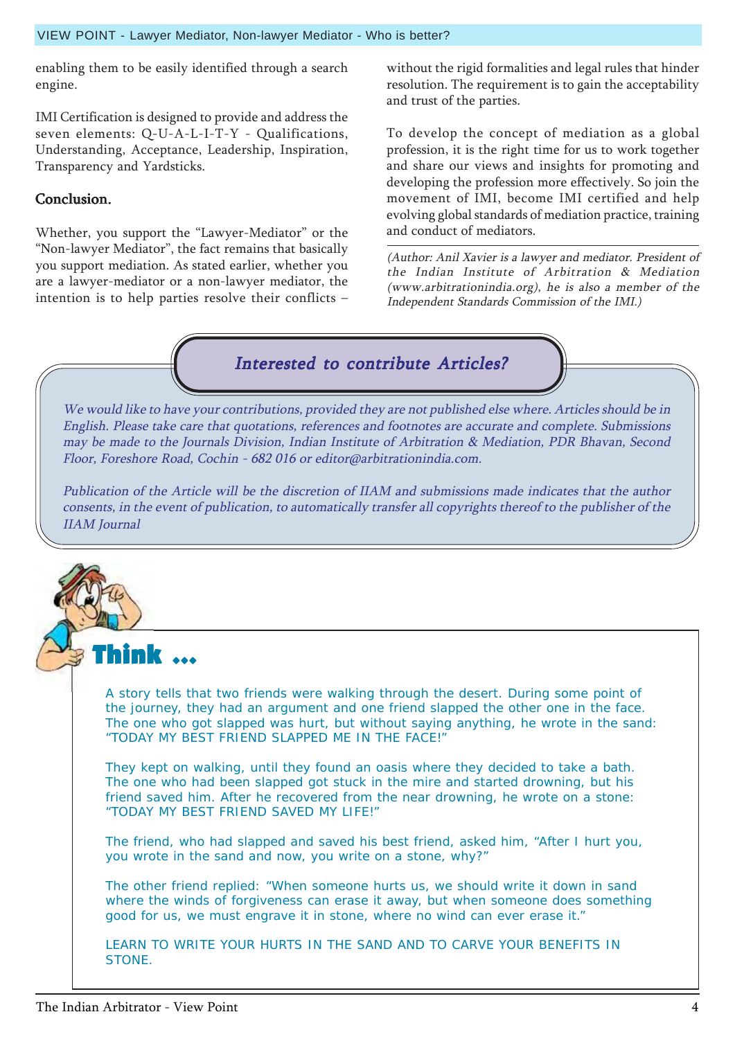enabling them to be easily identified through a search engine.

IMI Certification is designed to provide and address the seven elements: Q-U-A-L-I-T-Y - Qualifications, Understanding, Acceptance, Leadership, Inspiration, Transparency and Yardsticks.

## Conclusion.

Whether, you support the "Lawyer-Mediator" or the "Non-lawyer Mediator", the fact remains that basically you support mediation. As stated earlier, whether you are a lawyer-mediator or a non-lawyer mediator, the intention is to help parties resolve their conflicts – without the rigid formalities and legal rules that hinder resolution. The requirement is to gain the acceptability and trust of the parties.

To develop the concept of mediation as a global profession, it is the right time for us to work together and share our views and insights for promoting and developing the profession more effectively. So join the movement of IMI, become IMI certified and help evolving global standards of mediation practice, training and conduct of mediators.

*(Author: Anil Xavier is a lawyer and mediator. President of the Indian Institute of Arbitration & Mediation (www.arbitrationindia.org), he is also a member of the Independent Standards Commission of the IMI.)*

## *Interested to contribute Articles?*

*We would like to have your contributions, provided they are not published else where. Articles should be in English. Please take care that quotations, references and footnotes are accurate and complete. Submissions may be made to the Journals Division, Indian Institute of Arbitration & Mediation, PDR Bhavan, Second Floor, Foreshore Road, Cochin - 682 016 or editor@arbitrationindia.com.*

*Publication of the Article will be the discretion of IIAM and submissions made indicates that the author consents, in the event of publication, to automatically transfer all copyrights thereof to the publisher of the IIAM Journal*

## Think ...

A story tells that two friends were walking through the desert. During some point of the journey, they had an argument and one friend slapped the other one in the face. The one who got slapped was hurt, but without saying anything, he wrote in the sand: "TODAY MY BEST FRIEND SLAPPED ME IN THE FACE!"

They kept on walking, until they found an oasis where they decided to take a bath. The one who had been slapped got stuck in the mire and started drowning, but his friend saved him. After he recovered from the near drowning, he wrote on a stone: "TODAY MY BEST FRIEND SAVED MY LIFE!"

The friend, who had slapped and saved his best friend, asked him, "After I hurt you, you wrote in the sand and now, you write on a stone, why?"

The other friend replied: "When someone hurts us, we should write it down in sand where the winds of forgiveness can erase it away, but when someone does something good for us, we must engrave it in stone, where no wind can ever erase it."

LEARN TO WRITE YOUR HURTS IN THE SAND AND TO CARVE YOUR BENEFITS IN STONE.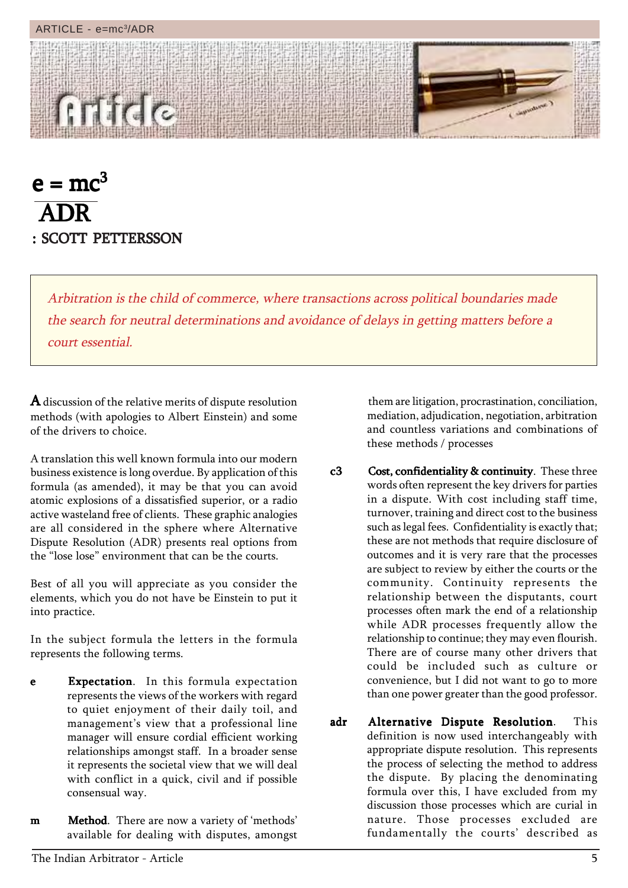# $e = \frac{mc^3}{ADR}$

: SCOTT PETTERSSON

*Arbitration is the child of commerce, where transactions across political boundaries made the search for neutral determinations and avoidance of delays in getting matters before a court essential.*

A discussion of the relative merits of dispute resolution methods (with apologies to Albert Einstein) and some of the drivers to choice.

A translation this well known formula into our modern business existence is long overdue. By application of this formula (as amended), it may be that you can avoid atomic explosions of a dissatisfied superior, or a radio active wasteland free of clients. These graphic analogies are all considered in the sphere where Alternative Dispute Resolution (ADR) presents real options from the "lose lose" environment that can be the courts.

Best of all you will appreciate as you consider the elements, which you do not have be Einstein to put it into practice.

In the subject formula the letters in the formula represents the following terms.

**e** **Expectation**. In this formula expectation represents the views of the workers with regard to quiet enjoyment of their daily toil, and management's view that a professional line manager will ensure cordial efficient working relationships amongst staff. In a broader sense it represents the societal view that we will deal with conflict in a quick, civil and if possible consensual way.

**m** **Method**. There are now a variety of 'methods' available for dealing with disputes, amongst them are litigation, procrastination, conciliation, mediation, adjudication, negotiation, arbitration and countless variations and combinations of these methods / processes

**c3** **Cost, confidentiality & continuity**. These three words often represent the key drivers for parties in a dispute. With cost including staff time, turnover, training and direct cost to the business such as legal fees. Confidentiality is exactly that; these are not methods that require disclosure of outcomes and it is very rare that the processes are subject to review by either the courts or the community. Continuity represents the relationship between the disputants, court processes often mark the end of a relationship while ADR processes frequently allow the relationship to continue; they may even flourish. There are of course many other drivers that could be included such as culture or convenience, but I did not want to go to more than one power greater than the good professor.

**adr** **Alternative Dispute Resolution**. This definition is now used interchangeably with appropriate dispute resolution. This represents the process of selecting the method to address the dispute. By placing the denominating formula over this, I have excluded from my discussion those processes which are curial in nature. Those processes excluded are fundamentally the courts' described as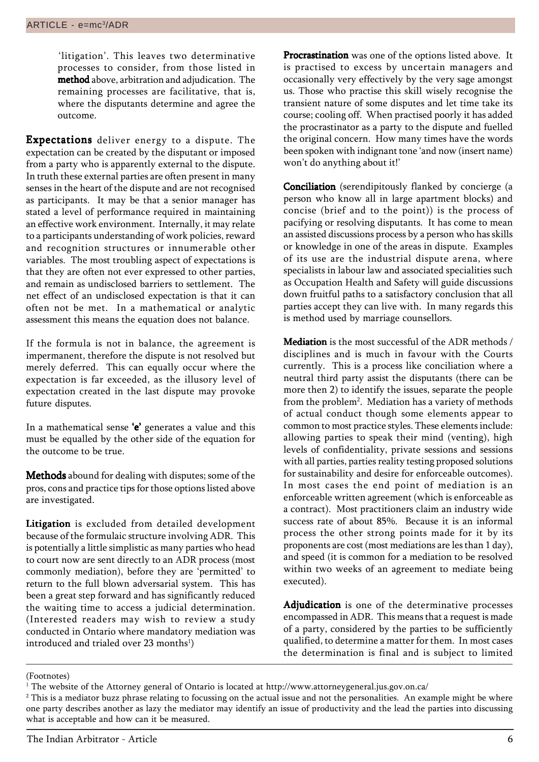'litigation'. This leaves two determinative processes to consider, from those listed in **method** above, arbitration and adjudication. The remaining processes are facilitative, that is, where the disputants determine and agree the outcome.

**Expectations** deliver energy to a dispute. The expectation can be created by the disputant or imposed from a party who is apparently external to the dispute. In truth these external parties are often present in many senses in the heart of the dispute and are not recognised as participants. It may be that a senior manager has stated a level of performance required in maintaining an effective work environment. Internally, it may relate to a participants understanding of work policies, reward and recognition structures or innumerable other variables. The most troubling aspect of expectations is that they are often not ever expressed to other parties, and remain as undisclosed barriers to settlement. The net effect of an undisclosed expectation is that it can often not be met. In a mathematical or analytic assessment this means the equation does not balance.

If the formula is not in balance, the agreement is impermanent, therefore the dispute is not resolved but merely deferred. This can equally occur where the expectation is far exceeded, as the illusory level of expectation created in the last dispute may provoke future disputes.

In a mathematical sense **'e'** generates a value and this must be equalled by the other side of the equation for the outcome to be true.

**Methods** abound for dealing with disputes; some of the pros, cons and practice tips for those options listed above are investigated.

**Litigation** is excluded from detailed development because of the formulaic structure involving ADR. This is potentially a little simplistic as many parties who head to court now are sent directly to an ADR process (most commonly mediation), before they are 'permitted' to return to the full blown adversarial system. This has been a great step forward and has significantly reduced the waiting time to access a judicial determination. (Interested readers may wish to review a study conducted in Ontario where mandatory mediation was introduced and trialed over 23 months[1])

**Procrastination** was one of the options listed above. It is practised to excess by uncertain managers and occasionally very effectively by the very sage amongst us. Those who practise this skill wisely recognise the transient nature of some disputes and let time take its course; cooling off. When practised poorly it has added the procrastinator as a party to the dispute and fuelled the original concern. How many times have the words been spoken with indignant tone 'and now (insert name) won't do anything about it!'

**Conciliation** (serendipitously flanked by concierge (a person who know all in large apartment blocks) and concise (brief and to the point)) is the process of pacifying or resolving disputants. It has come to mean an assisted discussions process by a person who has skills or knowledge in one of the areas in dispute. Examples of its use are the industrial dispute arena, where specialists in labour law and associated specialities such as Occupation Health and Safety will guide discussions down fruitful paths to a satisfactory conclusion that all parties accept they can live with. In many regards this is method used by marriage counsellors.

**Mediation** is the most successful of the ADR methods / disciplines and is much in favour with the Courts currently. This is a process like conciliation where a neutral third party assist the disputants (there can be more then 2) to identify the issues, separate the people from the problem[2]. Mediation has a variety of methods of actual conduct though some elements appear to common to most practice styles. These elements include: allowing parties to speak their mind (venting), high levels of confidentiality, private sessions and sessions with all parties, parties reality testing proposed solutions for sustainability and desire for enforceable outcomes). In most cases the end point of mediation is an enforceable written agreement (which is enforceable as a contract). Most practitioners claim an industry wide success rate of about 85%. Because it is an informal process the other strong points made for it by its proponents are cost (most mediations are les than 1 day), and speed (it is common for a mediation to be resolved within two weeks of an agreement to mediate being executed).

**Adjudication** is one of the determinative processes encompassed in ADR. This means that a request is made of a party, considered by the parties to be sufficiently qualified, to determine a matter for them. In most cases the determination is final and is subject to limited

(Footnotes)

[1] The website of the Attorney general of Ontario is located at http://www.attorneygeneral.jus.gov.on.ca/

[2] This is a mediator buzz phrase relating to focussing on the actual issue and not the personalities. An example might be where one party describes another as lazy the mediator may identify an issue of productivity and the lead the parties into discussing what is acceptable and how can it be measured.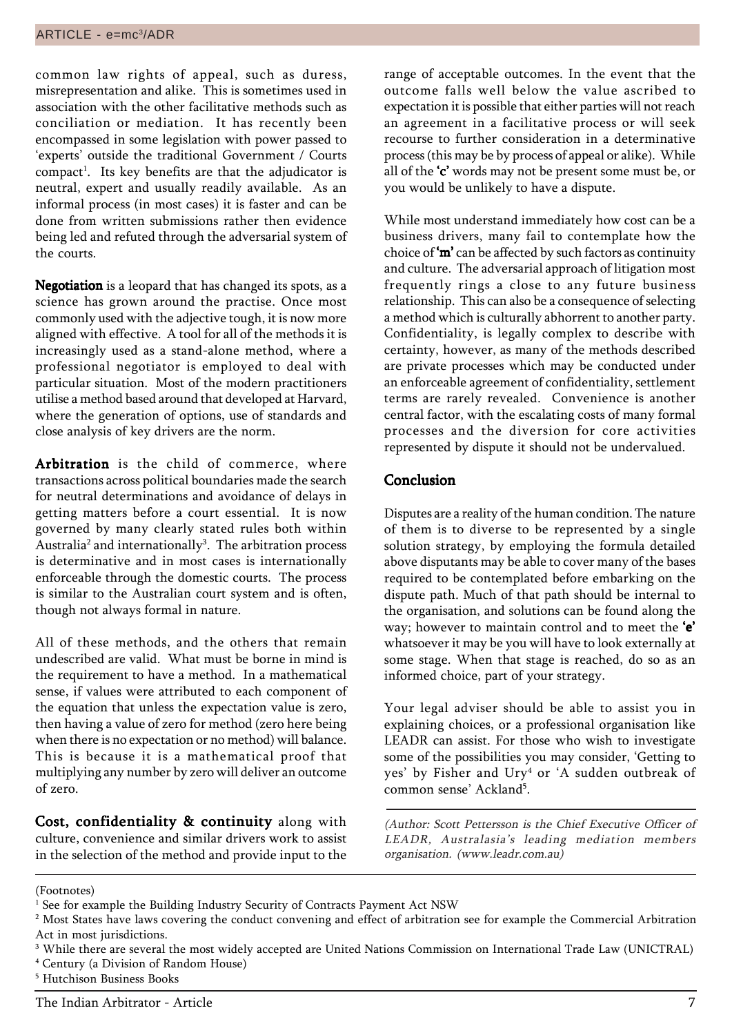common law rights of appeal, such as duress, misrepresentation and alike. This is sometimes used in association with the other facilitative methods such as conciliation or mediation. It has recently been encompassed in some legislation with power passed to 'experts' outside the traditional Government / Courts compact[1]. Its key benefits are that the adjudicator is neutral, expert and usually readily available. As an informal process (in most cases) it is faster and can be done from written submissions rather then evidence being led and refuted through the adversarial system of the courts.

**Negotiation** is a leopard that has changed its spots, as a science has grown around the practise. Once most commonly used with the adjective tough, it is now more aligned with effective. A tool for all of the methods it is increasingly used as a stand-alone method, where a professional negotiator is employed to deal with particular situation. Most of the modern practitioners utilise a method based around that developed at Harvard, where the generation of options, use of standards and close analysis of key drivers are the norm.

**Arbitration** is the child of commerce, where transactions across political boundaries made the search for neutral determinations and avoidance of delays in getting matters before a court essential. It is now governed by many clearly stated rules both within Australia[2] and internationally[3]. The arbitration process is determinative and in most cases is internationally enforceable through the domestic courts. The process is similar to the Australian court system and is often, though not always formal in nature.

All of these methods, and the others that remain undescribed are valid. What must be borne in mind is the requirement to have a method. In a mathematical sense, if values were attributed to each component of the equation that unless the expectation value is zero, then having a value of zero for method (zero here being when there is no expectation or no method) will balance. This is because it is a mathematical proof that multiplying any number by zero will deliver an outcome of zero.

**Cost, confidentiality & continuity** along with culture, convenience and similar drivers work to assist in the selection of the method and provide input to the range of acceptable outcomes. In the event that the outcome falls well below the value ascribed to expectation it is possible that either parties will not reach an agreement in a facilitative process or will seek recourse to further consideration in a determinative process (this may be by process of appeal or alike). While all of the **'c'** words may not be present some must be, or you would be unlikely to have a dispute.

While most understand immediately how cost can be a business drivers, many fail to contemplate how the choice of **'m'** can be affected by such factors as continuity and culture. The adversarial approach of litigation most frequently rings a close to any future business relationship. This can also be a consequence of selecting a method which is culturally abhorrent to another party. Confidentiality, is legally complex to describe with certainty, however, as many of the methods described are private processes which may be conducted under an enforceable agreement of confidentiality, settlement terms are rarely revealed. Convenience is another central factor, with the escalating costs of many formal processes and the diversion for core activities represented by dispute it should not be undervalued.

## Conclusion

Disputes are a reality of the human condition. The nature of them is to diverse to be represented by a single solution strategy, by employing the formula detailed above disputants may be able to cover many of the bases required to be contemplated before embarking on the dispute path. Much of that path should be internal to the organisation, and solutions can be found along the way; however to maintain control and to meet the **'e'** whatsoever it may be you will have to look externally at some stage. When that stage is reached, do so as an informed choice, part of your strategy.

Your legal adviser should be able to assist you in explaining choices, or a professional organisation like LEADR can assist. For those who wish to investigate some of the possibilities you may consider, 'Getting to yes' by Fisher and Ury[4] or 'A sudden outbreak of common sense' Ackland[5].

*(Author: Scott Pettersson is the Chief Executive Officer of LEADR, Australasia's leading mediation members organisation. (www.leadr.com.au)*

---

(Footnotes)

[1] See for example the Building Industry Security of Contracts Payment Act NSW

[2] Most States have laws covering the conduct convening and effect of arbitration see for example the Commercial Arbitration Act in most jurisdictions.

[3] While there are several the most widely accepted are United Nations Commission on International Trade Law (UNICTRAL)

[4] Century (a Division of Random House)

[5] Hutchison Business Books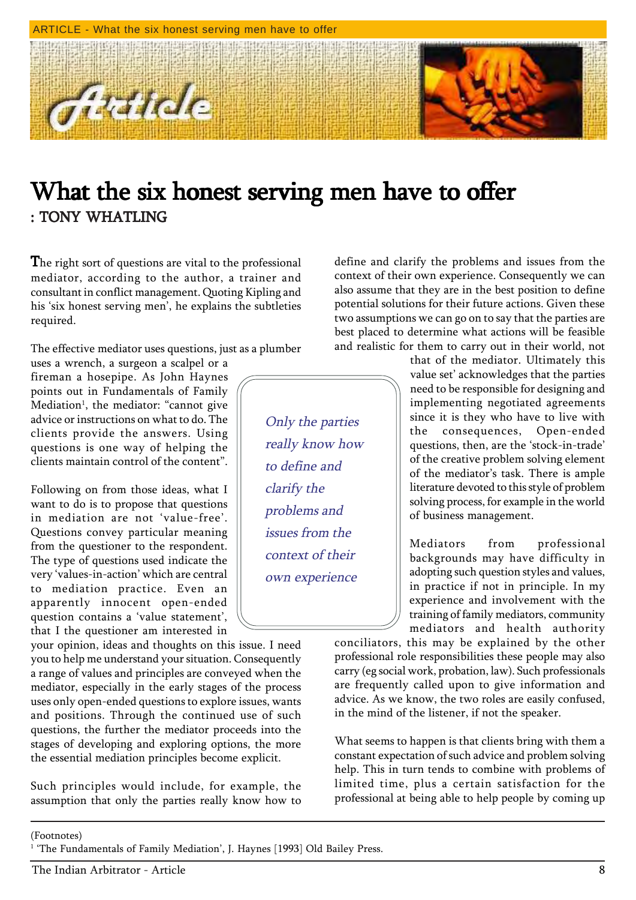# What the six honest serving men have to offer

## : TONY WHATLING

**The right sort of questions are vital to the professional mediator, according to the author, a trainer and consultant in conflict management. Quoting Kipling and his 'six honest serving men', he explains the subtleties required.**

The effective mediator uses questions, just as a plumber uses a wrench, a surgeon a scalpel or a fireman a hosepipe. As John Haynes points out in Fundamentals of Family Mediation[1], the mediator: "cannot give advice or instructions on what to do. The clients provide the answers. Using questions is one way of helping the clients maintain control of the content".

Following on from those ideas, what I want to do is to propose that questions in mediation are not 'value-free'. Questions convey particular meaning from the questioner to the respondent. The type of questions used indicate the very 'values-in-action' which are central to mediation practice. Even an apparently innocent open-ended question contains a 'value statement', that I the questioner am interested in your opinion, ideas and thoughts on this issue. I need you to help me understand your situation. Consequently a range of values and principles are conveyed when the mediator, especially in the early stages of the process uses only open-ended questions to explore issues, wants and positions. Through the continued use of such questions, the further the mediator proceeds into the stages of developing and exploring options, the more the essential mediation principles become explicit.

Such principles would include, for example, the assumption that only the parties really know how to define and clarify the problems and issues from the context of their own experience. Consequently we can also assume that they are in the best position to define potential solutions for their future actions. Given these two assumptions we can go on to say that the parties are best placed to determine what actions will be feasible and realistic for them to carry out in their world, not that of the mediator. Ultimately this value set' acknowledges that the parties need to be responsible for designing and implementing negotiated agreements since it is they who have to live with the consequences, Open-ended questions, then, are the 'stock-in-trade' of the creative problem solving element of the mediator's task. There is ample literature devoted to this style of problem solving process, for example in the world of business management.

> *Only the parties really know how to define and clarify the problems and issues from the context of their own experience*

Mediators from professional backgrounds may have difficulty in adopting such question styles and values, in practice if not in principle. In my experience and involvement with the training of family mediators, community mediators and health authority conciliators, this may be explained by the other professional role responsibilities these people may also carry (eg social work, probation, law). Such professionals are frequently called upon to give information and advice. As we know, the two roles are easily confused, in the mind of the listener, if not the speaker.

What seems to happen is that clients bring with them a constant expectation of such advice and problem solving help. This in turn tends to combine with problems of limited time, plus a certain satisfaction for the professional at being able to help people by coming up

(Footnotes)

[1] 'The Fundamentals of Family Mediation', J. Haynes [1993] Old Bailey Press.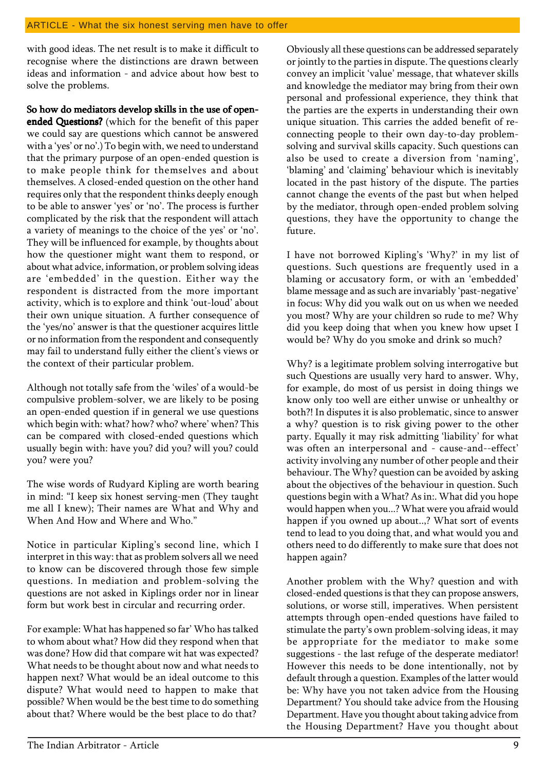with good ideas. The net result is to make it difficult to recognise where the distinctions are drawn between ideas and information - and advice about how best to solve the problems.

**So how do mediators develop skills in the use of open-ended Questions?** (which for the benefit of this paper we could say are questions which cannot be answered with a 'yes' or no'.) To begin with, we need to understand that the primary purpose of an open-ended question is to make people think for themselves and about themselves. A closed-ended question on the other hand requires only that the respondent thinks deeply enough to be able to answer 'yes' or 'no'. The process is further complicated by the risk that the respondent will attach a variety of meanings to the choice of the yes' or 'no'. They will be influenced for example, by thoughts about how the questioner might want them to respond, or about what advice, information, or problem solving ideas are 'embedded' in the question. Either way the respondent is distracted from the more important activity, which is to explore and think 'out-loud' about their own unique situation. A further consequence of the 'yes/no' answer is that the questioner acquires little or no information from the respondent and consequently may fail to understand fully either the client's views or the context of their particular problem.

Although not totally safe from the 'wiles' of a would-be compulsive problem-solver, we are likely to be posing an open-ended question if in general we use questions which begin with: what? how? who? where' when? This can be compared with closed-ended questions which usually begin with: have you? did you? will you? could you? were you?

The wise words of Rudyard Kipling are worth bearing in mind: "I keep six honest serving-men (They taught me all I knew); Their names are What and Why and When And How and Where and Who."

Notice in particular Kipling's second line, which I interpret in this way: that as problem solvers all we need to know can be discovered through those few simple questions. In mediation and problem-solving the questions are not asked in Kiplings order nor in linear form but work best in circular and recurring order.

For example: What has happened so far' Who has talked to whom about what? How did they respond when that was done? How did that compare wit hat was expected? What needs to be thought about now and what needs to happen next? What would be an ideal outcome to this dispute? What would need to happen to make that possible? When would be the best time to do something about that? Where would be the best place to do that?

Obviously all these questions can be addressed separately or jointly to the parties in dispute. The questions clearly convey an implicit 'value' message, that whatever skills and knowledge the mediator may bring from their own personal and professional experience, they think that the parties are the experts in understanding their own unique situation. This carries the added benefit of re-connecting people to their own day-to-day problem-solving and survival skills capacity. Such questions can also be used to create a diversion from 'naming', 'blaming' and 'claiming' behaviour which is inevitably located in the past history of the dispute. The parties cannot change the events of the past but when helped by the mediator, through open-ended problem solving questions, they have the opportunity to change the future.

I have not borrowed Kipling's 'Why?' in my list of questions. Such questions are frequently used in a blaming or accusatory form, or with an 'embedded' blame message and as such are invariably 'past-negative' in focus: Why did you walk out on us when we needed you most? Why are your children so rude to me? Why did you keep doing that when you knew how upset I would be? Why do you smoke and drink so much?

Why? is a legitimate problem solving interrogative but such Questions are usually very hard to answer. Why, for example, do most of us persist in doing things we know only too well are either unwise or unhealthy or both?! In disputes it is also problematic, since to answer a why? question is to risk giving power to the other party. Equally it may risk admitting 'liability' for what was often an interpersonal and - cause-and--effect' activity involving any number of other people and their behaviour. The Why? question can be avoided by asking about the objectives of the behaviour in question. Such questions begin with a What? As in:. What did you hope would happen when you...? What were you afraid would happen if you owned up about..,? What sort of events tend to lead to you doing that, and what would you and others need to do differently to make sure that does not happen again?

Another problem with the Why? question and with closed-ended questions is that they can propose answers, solutions, or worse still, imperatives. When persistent attempts through open-ended questions have failed to stimulate the party's own problem-solving ideas, it may be appropriate for the mediator to make some suggestions - the last refuge of the desperate mediator! However this needs to be done intentionally, not by default through a question. Examples of the latter would be: Why have you not taken advice from the Housing Department? You should take advice from the Housing Department. Have you thought about taking advice from the Housing Department? Have you thought about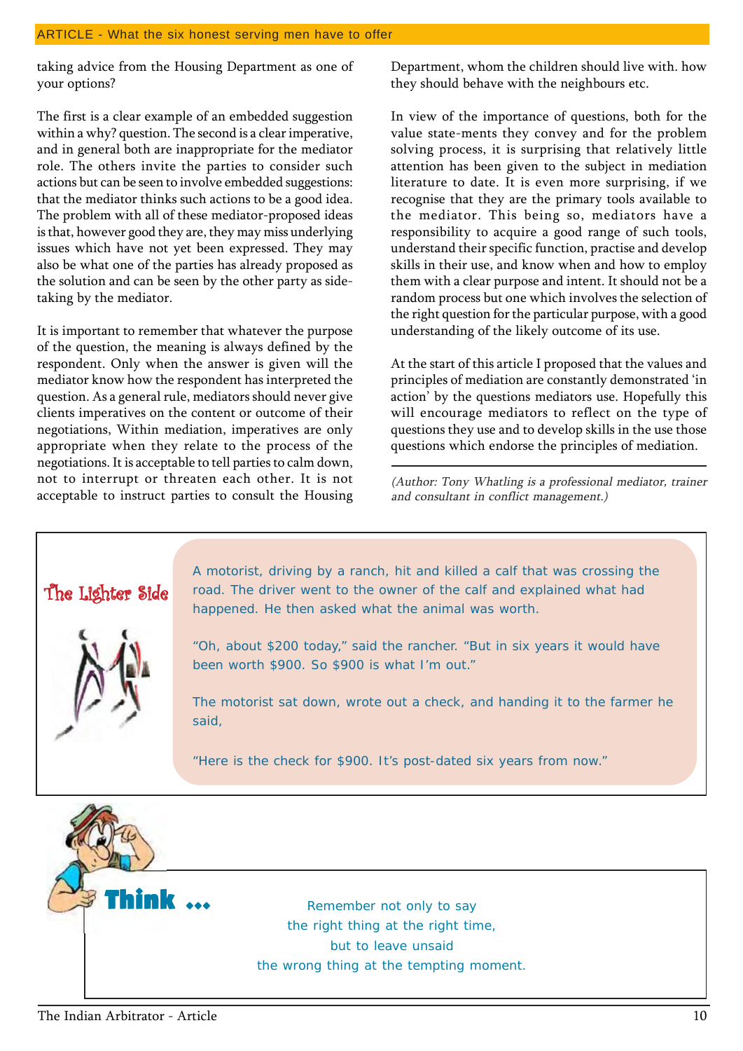taking advice from the Housing Department as one of your options?

The first is a clear example of an embedded suggestion within a why? question. The second is a clear imperative, and in general both are inappropriate for the mediator role. The others invite the parties to consider such actions but can be seen to involve embedded suggestions: that the mediator thinks such actions to be a good idea. The problem with all of these mediator-proposed ideas is that, however good they are, they may miss underlying issues which have not yet been expressed. They may also be what one of the parties has already proposed as the solution and can be seen by the other party as side-taking by the mediator.

It is important to remember that whatever the purpose of the question, the meaning is always defined by the respondent. Only when the answer is given will the mediator know how the respondent has interpreted the question. As a general rule, mediators should never give clients imperatives on the content or outcome of their negotiations, Within mediation, imperatives are only appropriate when they relate to the process of the negotiations. It is acceptable to tell parties to calm down, not to interrupt or threaten each other. It is not acceptable to instruct parties to consult the Housing Department, whom the children should live with. how they should behave with the neighbours etc.

In view of the importance of questions, both for the value state-ments they convey and for the problem solving process, it is surprising that relatively little attention has been given to the subject in mediation literature to date. It is even more surprising, if we recognise that they are the primary tools available to the mediator. This being so, mediators have a responsibility to acquire a good range of such tools, understand their specific function, practise and develop skills in their use, and know when and how to employ them with a clear purpose and intent. It should not be a random process but one which involves the selection of the right question for the particular purpose, with a good understanding of the likely outcome of its use.

At the start of this article I proposed that the values and principles of mediation are constantly demonstrated 'in action' by the questions mediators use. Hopefully this will encourage mediators to reflect on the type of questions they use and to develop skills in the use those questions which endorse the principles of mediation.

---

*(Author: Tony Whatling is a professional mediator, trainer and consultant in conflict management.)*

## The Lighter Side

A motorist, driving by a ranch, hit and killed a calf that was crossing the road. The driver went to the owner of the calf and explained what had happened. He then asked what the animal was worth.

"Oh, about $200 today," said the rancher. "But in six years it would have been worth $900. So $900 is what I'm out."

The motorist sat down, wrote out a check, and handing it to the farmer he said,

"Here is the check for $900. It's post-dated six years from now."

## Think ...

Remember not only to say
the right thing at the right time,
but to leave unsaid
the wrong thing at the tempting moment.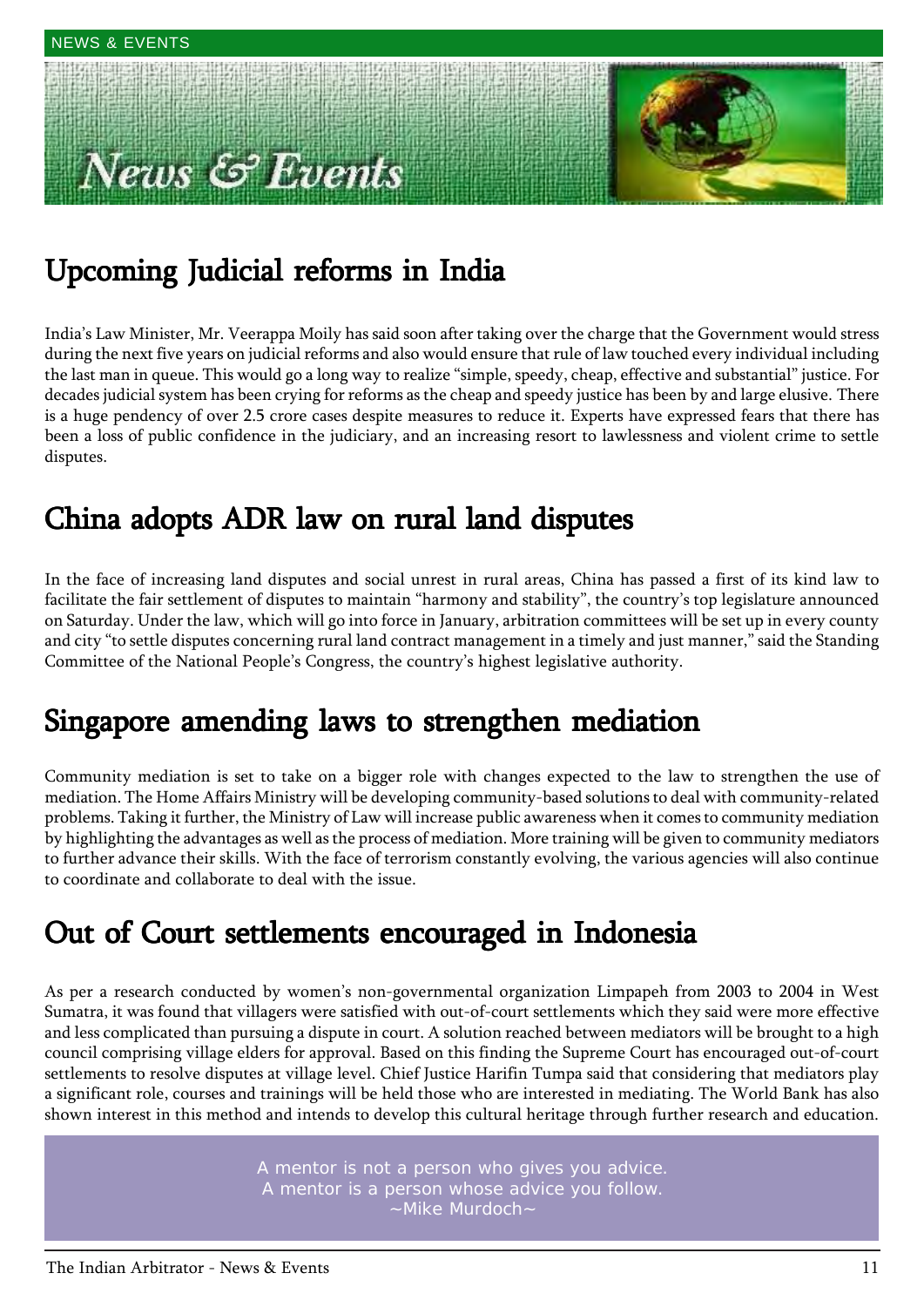# News & Events

## Upcoming Judicial reforms in India

India's Law Minister, Mr. Veerappa Moily has said soon after taking over the charge that the Government would stress during the next five years on judicial reforms and also would ensure that rule of law touched every individual including the last man in queue. This would go a long way to realize "simple, speedy, cheap, effective and substantial" justice. For decades judicial system has been crying for reforms as the cheap and speedy justice has been by and large elusive. There is a huge pendency of over 2.5 crore cases despite measures to reduce it. Experts have expressed fears that there has been a loss of public confidence in the judiciary, and an increasing resort to lawlessness and violent crime to settle disputes.

## China adopts ADR law on rural land disputes

In the face of increasing land disputes and social unrest in rural areas, China has passed a first of its kind law to facilitate the fair settlement of disputes to maintain "harmony and stability", the country's top legislature announced on Saturday. Under the law, which will go into force in January, arbitration committees will be set up in every county and city "to settle disputes concerning rural land contract management in a timely and just manner," said the Standing Committee of the National People's Congress, the country's highest legislative authority.

## Singapore amending laws to strengthen mediation

Community mediation is set to take on a bigger role with changes expected to the law to strengthen the use of mediation. The Home Affairs Ministry will be developing community-based solutions to deal with community-related problems. Taking it further, the Ministry of Law will increase public awareness when it comes to community mediation by highlighting the advantages as well as the process of mediation. More training will be given to community mediators to further advance their skills. With the face of terrorism constantly evolving, the various agencies will also continue to coordinate and collaborate to deal with the issue.

## Out of Court settlements encouraged in Indonesia

As per a research conducted by women's non-governmental organization Limpapeh from 2003 to 2004 in West Sumatra, it was found that villagers were satisfied with out-of-court settlements which they said were more effective and less complicated than pursuing a dispute in court. A solution reached between mediators will be brought to a high council comprising village elders for approval. Based on this finding the Supreme Court has encouraged out-of-court settlements to resolve disputes at village level. Chief Justice Harifin Tumpa said that considering that mediators play a significant role, courses and trainings will be held those who are interested in mediating. The World Bank has also shown interest in this method and intends to develop this cultural heritage through further research and education.

> A mentor is not a person who gives you advice.
> A mentor is a person whose advice you follow.
> ~Mike Murdoch~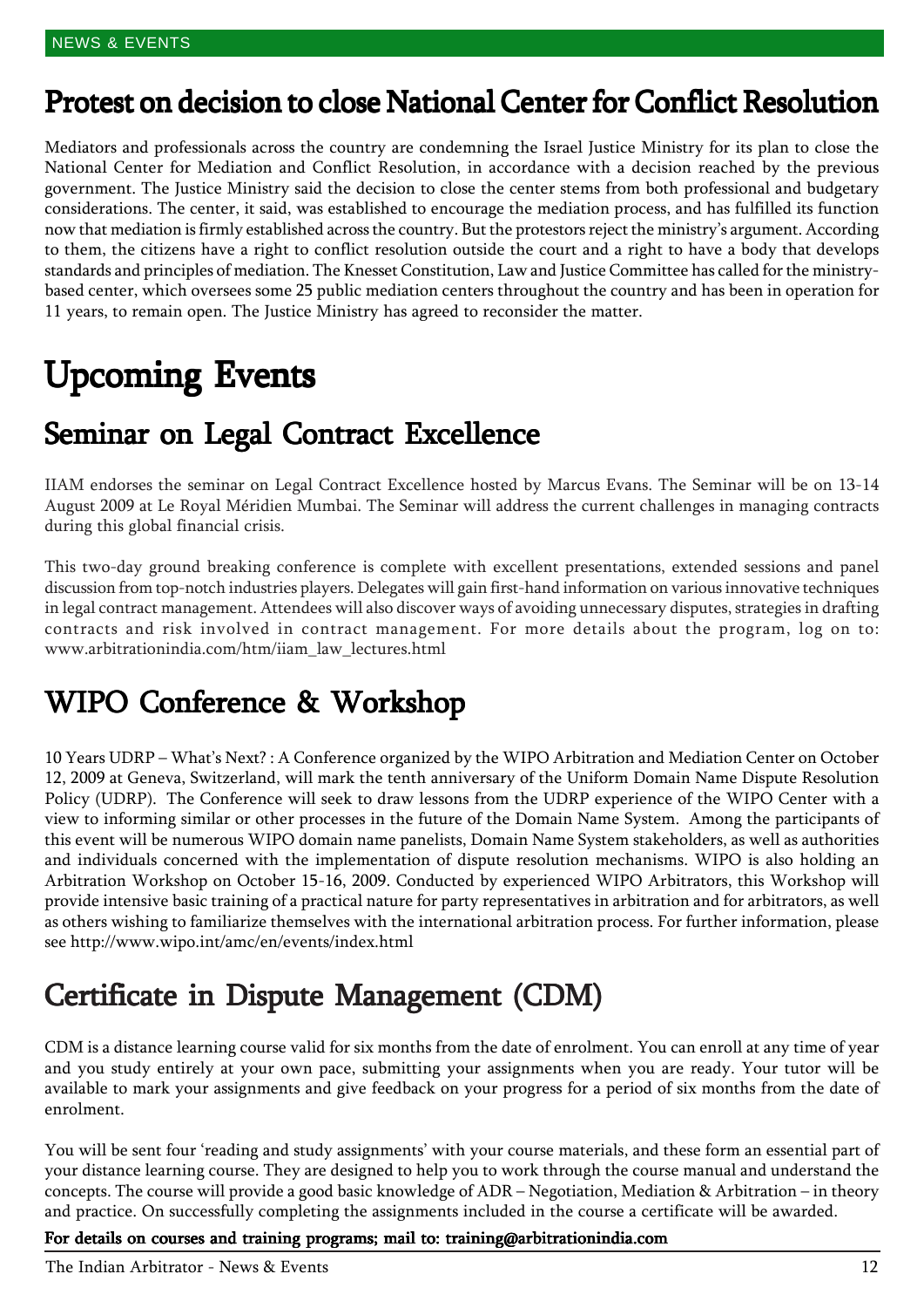NEWS & EVENTS

## Protest on decision to close National Center for Conflict Resolution

Mediators and professionals across the country are condemning the Israel Justice Ministry for its plan to close the National Center for Mediation and Conflict Resolution, in accordance with a decision reached by the previous government. The Justice Ministry said the decision to close the center stems from both professional and budgetary considerations. The center, it said, was established to encourage the mediation process, and has fulfilled its function now that mediation is firmly established across the country. But the protestors reject the ministry's argument. According to them, the citizens have a right to conflict resolution outside the court and a right to have a body that develops standards and principles of mediation. The Knesset Constitution, Law and Justice Committee has called for the ministry-based center, which oversees some 25 public mediation centers throughout the country and has been in operation for 11 years, to remain open. The Justice Ministry has agreed to reconsider the matter.

# Upcoming Events

## Seminar on Legal Contract Excellence

IIAM endorses the seminar on Legal Contract Excellence hosted by Marcus Evans. The Seminar will be on 13-14 August 2009 at Le Royal Méridien Mumbai. The Seminar will address the current challenges in managing contracts during this global financial crisis.

This two-day ground breaking conference is complete with excellent presentations, extended sessions and panel discussion from top-notch industries players. Delegates will gain first-hand information on various innovative techniques in legal contract management. Attendees will also discover ways of avoiding unnecessary disputes, strategies in drafting contracts and risk involved in contract management. For more details about the program, log on to: www.arbitrationindia.com/htm/iiam_law_lectures.html

## WIPO Conference & Workshop

10 Years UDRP – What's Next? : A Conference organized by the WIPO Arbitration and Mediation Center on October 12, 2009 at Geneva, Switzerland, will mark the tenth anniversary of the Uniform Domain Name Dispute Resolution Policy (UDRP). The Conference will seek to draw lessons from the UDRP experience of the WIPO Center with a view to informing similar or other processes in the future of the Domain Name System. Among the participants of this event will be numerous WIPO domain name panelists, Domain Name System stakeholders, as well as authorities and individuals concerned with the implementation of dispute resolution mechanisms. WIPO is also holding an Arbitration Workshop on October 15-16, 2009. Conducted by experienced WIPO Arbitrators, this Workshop will provide intensive basic training of a practical nature for party representatives in arbitration and for arbitrators, as well as others wishing to familiarize themselves with the international arbitration process. For further information, please see http://www.wipo.int/amc/en/events/index.html

## Certificate in Dispute Management (CDM)

CDM is a distance learning course valid for six months from the date of enrolment. You can enroll at any time of year and you study entirely at your own pace, submitting your assignments when you are ready. Your tutor will be available to mark your assignments and give feedback on your progress for a period of six months from the date of enrolment.

You will be sent four 'reading and study assignments' with your course materials, and these form an essential part of your distance learning course. They are designed to help you to work through the course manual and understand the concepts. The course will provide a good basic knowledge of ADR – Negotiation, Mediation & Arbitration – in theory and practice. On successfully completing the assignments included in the course a certificate will be awarded.

**For details on courses and training programs; mail to: training@arbitrationindia.com**